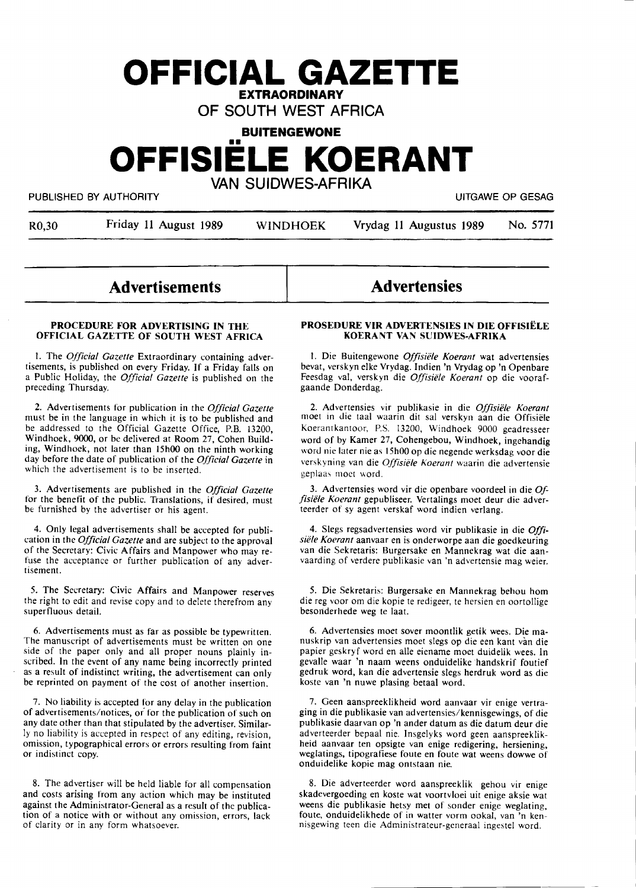# OFFICIAL GAZETTE

**EXTRAORDINARY**

**OF SOUTH WEST AFRICA**

**BUITENGEWONE**

# OFFISIËLE KOERANT

**VAN SUIDWES-AFRIKA**

PUBLISHED BY AUTHORITY — UITGAWE OP GESAG

R0,30 — Friday 11 August 1989 — WINDHOEK — Vrydag 11 Augustus 1989 — No. 5771

## Advertisements

### PROCEDURE FOR ADVERTISING IN THE OFFICIAL GAZETTE OF SOUTH WEST AFRICA

1. The *Official Gazette* Extraordinary containing advertisements, is published on every Friday. If a Friday falls on a Public Holiday, the *Official Gazette* is published on the preceding Thursday.

2. Advertisements for publication in the *Official Gazette* must be in the language in which it is to be published and be addressed to the Official Gazette Office, P.B. 13200, Windhoek, 9000, or be delivered at Room 27, Cohen Building, Windhoek, not later than 15h00 on the ninth working day before the date of publication of the *Official Gazette* in which the advertisement is to be inserted.

3. Advertisements are published in the *Official Gazette* for the benefit of the public. Translations, if desired, must be furnished by the advertiser or his agent.

4. Only legal advertisements shall be accepted for publication in the *Official Gazette* and are subject to the approval of the Secretary: Civic Affairs and Manpower who may refuse the acceptance or further publication of any advertisement.

5. The Secretary: Civic Affairs and Manpower reserves the right to edit and revise copy and to delete therefrom any superfluous detail.

6. Advertisements must as far as possible be typewritten. The manuscript of advertisements must be written on one side of the paper only and all proper nouns plainly inscribed. In the event of any name being incorrectly printed as a result of indistinct writing, the advertisement can only be reprinted on payment of the cost of another insertion.

7. No liability is accepted for any delay in the publication of advertisements/notices, or for the publication of such on any date other than that stipulated by the advertiser. Similarly no liability is accepted in respect of any editing, revision, omission, typographical errors or errors resulting from faint or indistinct copy.

8. The advertiser will be held liable for all compensation and costs arising from any action which may be instituted against the Administrator-General as a result of the publication of a notice with or without any omission, errors, lack of clarity or in any form whatsoever.

## Advertensies

### PROSEDURE VIR ADVERTENSIES IN DIE OFFISIËLE KOERANT VAN SUIDWES-AFRIKA

1. Die Buitengewone *Offisiële Koerant* wat advertensies bevat, verskyn elke Vrydag. Indien 'n Vrydag op 'n Openbare Feesdag val, verskyn die *Offisiële Koerant* op die voorafgaande Donderdag.

2. Advertensies vir publikasie in die *Offisiële Koerant* moet in die taal waarin dit sal verskyn aan die Offisiële Koerantkantoor, P.S. 13200, Windhoek 9000 geadresseer word of by Kamer 27, Cohengebou, Windhoek, ingehandig word nie later nie as 15h00 op die negende werksdag voor die verskyning van die *Offisiële Koerant* waarin die advertensie geplaas moet word.

3. Advertensies word vir die openbare voordeel in die *Offisiële Koerant* gepubliseer. Vertalings moet deur die adverteerder of sy agent verskaf word indien verlang.

4. Slegs regsadvertensies word vir publikasie in die *Offisiële Koerant* aanvaar en is onderworpe aan die goedkeuring van die Sekretaris: Burgersake en Mannekrag wat die aanvaarding of verdere publikasie van 'n advertensie mag weier.

5. Die Sekretaris: Burgersake en Mannekrag behou hom die reg voor om die kopie te redigeer, te hersien en oortollige besonderhede weg te laat.

6. Advertensies moet sover moontlik getik wees. Die manuskrip van advertensies moet slegs op die een kant van die papier geskryf word en alle eiename moet duidelik wees. In gevalle waar 'n naam weens onduidelike handskrif foutief gedruk word, kan die advertensie slegs herdruk word as die koste van 'n nuwe plasing betaal word.

7. Geen aanspreeklikheid word aanvaar vir enige vertraging in die publikasie van advertensies/kennisgewings, of die publikasie daarvan op 'n ander datum as die datum deur die adverteerder bepaal nie. Insgelyks word geen aanspreeklikheid aanvaar ten opsigte van enige redigering, hersiening, weglatings, tipografiese foute en foute wat weens dowwe of onduidelike kopie mag ontstaan nie.

8. Die adverteerder word aanspreeklik gehou vir enige skadevergoeding en koste wat voortvloei uit enige aksie wat weens die publikasie hetsy met of sonder enige weglating, foute, onduidelikhede of in watter vorm ookal, van 'n kennisgewing teen die Administrateur-generaal ingestel word.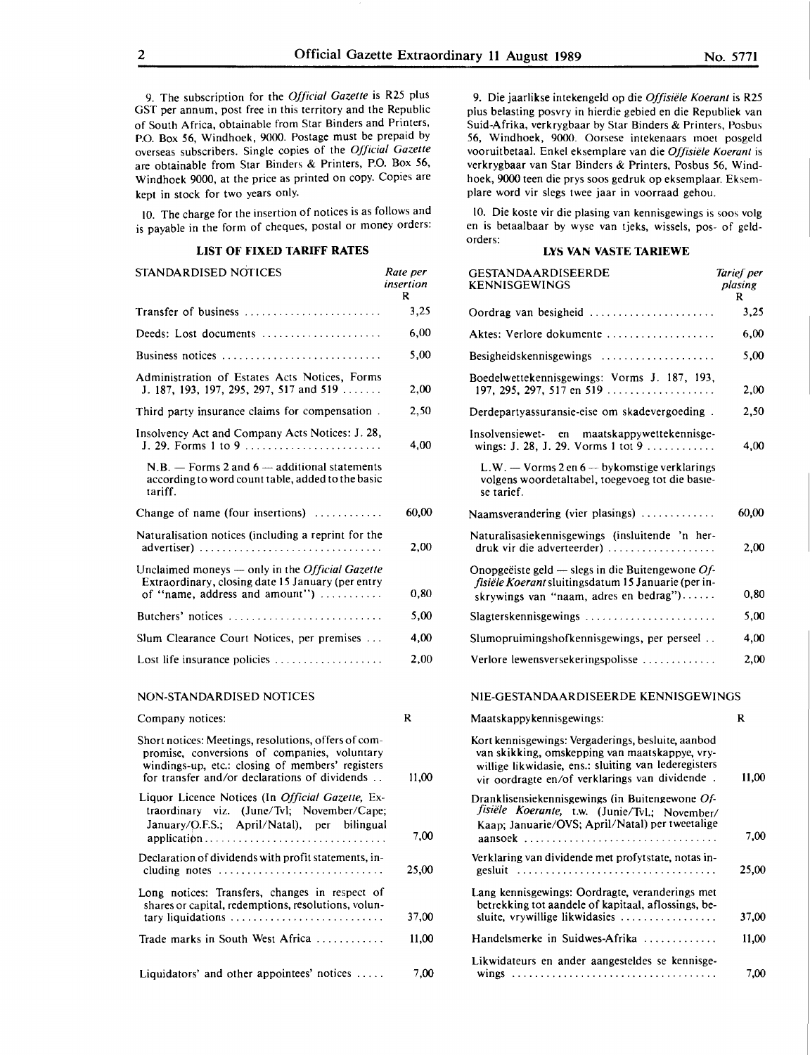9. The subscription for the *Official Gazette* is R25 plus GST per annum, post free in this territory and the Republic of South Africa, obtainable from Star Binders and Printers, P.O. Box 56, Windhoek, 9000. Postage must be prepaid by overseas subscribers. Single copies of the *Official Gazette* are obtainable from Star Binders & Printers, P.O. Box 56, Windhoek 9000, at the price as printed on copy. Copies are kept in stock for two years only.

10. The charge for the insertion of notices is as follows and is payable in the form of cheques, postal or money orders:

**LIST OF FIXED TARIFF RATES**

| STANDARDISED NOTICES | *Rate per insertion* R |
|---|---|
| Transfer of business | 3,25 |
| Deeds: Lost documents | 6,00 |
| Business notices | 5,00 |
| Administration of Estates Acts Notices, Forms J. 187, 193, 197, 295, 297, 517 and 519 | 2,00 |
| Third party insurance claims for compensation | 2,50 |
| Insolvency Act and Company Acts Notices: J. 28, J. 29. Forms 1 to 9 | 4,00 |
| N.B. — Forms 2 and 6 — additional statements according to word count table, added to the basic tariff. | |
| Change of name (four insertions) | 60,00 |
| Naturalisation notices (including a reprint for the advertiser) | 2,00 |
| Unclaimed moneys — only in the *Official Gazette* Extraordinary, closing date 15 January (per entry of "name, address and amount") | 0,80 |
| Butchers' notices | 5,00 |
| Slum Clearance Court Notices, per premises | 4,00 |
| Lost life insurance policies | 2,00 |

| NON-STANDARDISED NOTICES | |
|---|---|
| Company notices: | R |
| Short notices: Meetings, resolutions, offers of compromise, conversions of companies, voluntary windings-up, etc.: closing of members' registers for transfer and/or declarations of dividends | 11,00 |
| Liquor Licence Notices (In *Official Gazette*, Extraordinary viz. (June/Tvl; November/Cape; January/O.F.S.; April/Natal), per bilingual application | 7,00 |
| Declaration of dividends with profit statements, including notes | 25,00 |
| Long notices: Transfers, changes in respect of shares or capital, redemptions, resolutions, voluntary liquidations | 37,00 |
| Trade marks in South West Africa | 11,00 |
| Liquidators' and other appointees' notices | 7,00 |

9. Die jaarlikse intekengeld op die *Offisiële Koerant* is R25 plus belasting posvry in hierdie gebied en die Republiek van Suid-Afrika, verkrygbaar by Star Binders & Printers, Posbus 56, Windhoek, 9000. Oorsese intekenaars moet posgeld vooruitbetaal. Enkel eksemplare van die *Offisiële Koerant* is verkrygbaar van Star Binders & Printers, Posbus 56, Windhoek, 9000 teen die prys soos gedruk op eksemplaar. Eksemplare word vir slegs twee jaar in voorraad gehou.

10. Die koste vir die plasing van kennisgewings is soos volg en is betaalbaar by wyse van tjeks, wissels, pos- of geldorders:

**LYS VAN VASTE TARIEWE**

| GESTANDAARDISEERDE KENNISGEWINGS | *Tarief per plasing* R |
|---|---|
| Oordrag van besigheid | 3,25 |
| Aktes: Verlore dokumente | 6,00 |
| Besigheidskennisgewings | 5,00 |
| Boedelwettekennisgewings: Vorms J. 187, 193, 197, 295, 297, 517 en 519 | 2,00 |
| Derdepartyassuransie-eise om skadevergoeding | 2,50 |
| Insolvensiewet- en maatskappywettekennisgewings: J. 28, J. 29. Vorms 1 tot 9 | 4,00 |
| L.W. — Vorms 2 en 6 — bykomstige verklarings volgens woordetaltabel, toegevoeg tot die basiese tarief. | |
| Naamsverandering (vier plasings) | 60,00 |
| Naturalisasiekennisgewings (insluitende 'n herdruk vir die adverteerder) | 2,00 |
| Onopgeëiste geld — slegs in die Buitengewone *Offisiële Koerant* sluitingsdatum 15 Januarie (per inskrywings van "naam, adres en bedrag") | 0,80 |
| Slagterskennisgewings | 5,00 |
| Slumopruimingshofkennisgewings, per perseel | 4,00 |
| Verlore lewensversekeringspolisse | 2,00 |

| NIE-GESTANDAARDISEERDE KENNISGEWINGS | |
|---|---|
| Maatskappykennisgewings: | R |
| Kort kennisgewings: Vergaderings, besluite, aanbod van skikking, omskepping van maatskappye, vrywillige likwidasie, ens.: sluiting van lederegisters vir oordragte en/of verklarings van dividende | 11,00 |
| Dranklisensiekennisgewings (in Buitengewone *Offisiële Koerante*, t.w. (Junie/Tvl.; November/Kaap; Januarie/OVS; April/Natal) per tweetalige aansoek | 7,00 |
| Verklaring van dividende met profytstate, notas ingesluit | 25,00 |
| Lang kennisgewings: Oordragte, veranderings met betrekking tot aandele of kapitaal, aflossings, besluite, vrywillige likwidasies | 37,00 |
| Handelsmerke in Suidwes-Afrika | 11,00 |
| Likwidateurs en ander aangesteldes se kennisgewings | 7,00 |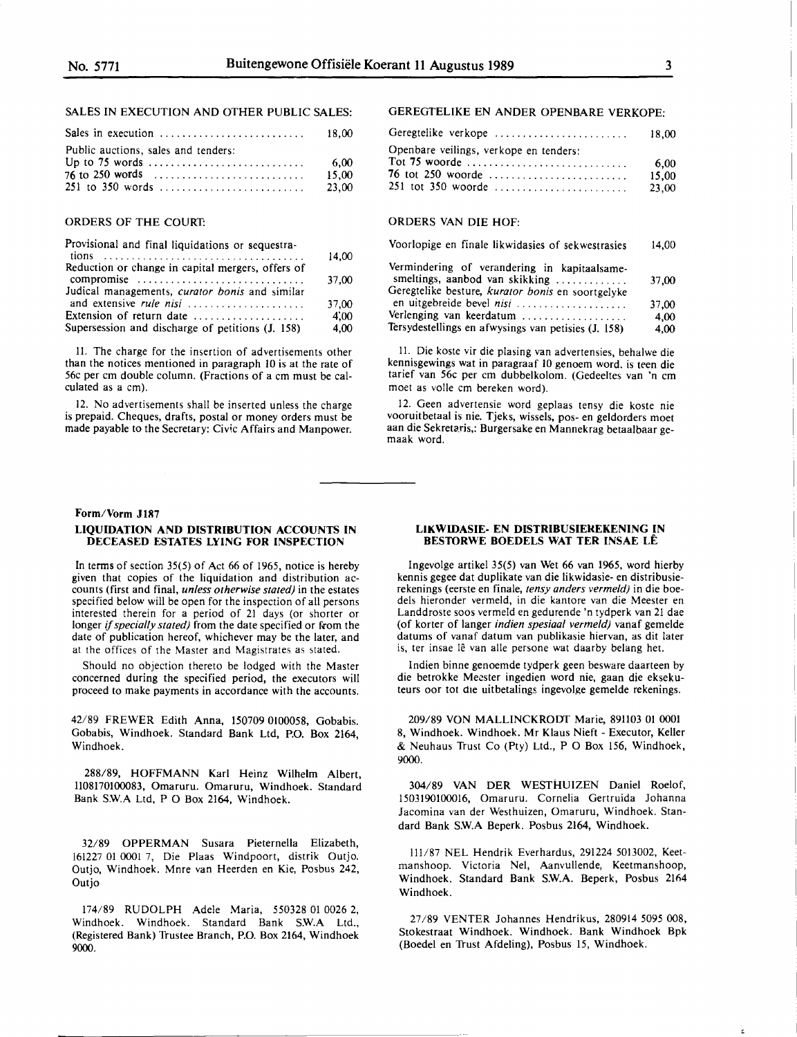SALES IN EXECUTION AND OTHER PUBLIC SALES:

| | |
|---|---|
| Sales in execution | 18,00 |
| Public auctions, sales and tenders: | |
| Up to 75 words | 6,00 |
| 76 to 250 words | 15,00 |
| 251 to 350 words | 23,00 |

ORDERS OF THE COURT:

| | |
|---|---|
| Provisional and final liquidations or sequestrations | 14,00 |
| Reduction or change in capital mergers, offers of compromise | 37,00 |
| Judical managements, *curator bonis* and similar and extensive *rule nisi* | 37,00 |
| Extension of return date | 4,00 |
| Supersession and discharge of petitions (J. 158) | 4,00 |

11. The charge for the insertion of advertisements other than the notices mentioned in paragraph 10 is at the rate of 56c per cm double column. (Fractions of a cm must be calculated as a cm).

12. No advertisements shall be inserted unless the charge is prepaid. Cheques, drafts, postal or money orders must be made payable to the Secretary: Civic Affairs and Manpower.

GEREGTELIKE EN ANDER OPENBARE VERKOPE:

| | |
|---|---|
| Geregtelike verkope | 18,00 |
| Openbare veilings, verkope en tenders: | |
| Tot 75 woorde | 6,00 |
| 76 tot 250 woorde | 15,00 |
| 251 tot 350 woorde | 23,00 |

ORDERS VAN DIE HOF:

| | |
|---|---|
| Voorlopige en finale likwidasies of sekwestrasies | 14,00 |
| Vermindering of verandering in kapitaalsamesmeltings, aanbod van skikking | 37,00 |
| Geregtelike besture, *kurator bonis* en soortgelyke en uitgebreide bevel *nisi* | 37,00 |
| Verlenging van keerdatum | 4,00 |
| Tersydestellings en afwysings van petisies (J. 158) | 4,00 |

11. Die koste vir die plasing van advertensies, behalwe die kennisgewings wat in paragraaf 10 genoem word. is teen die tarief van 56c per cm dubbelkolom. (Gedeeltes van 'n cm moet as volle cm bereken word).

12. Geen advertensie word geplaas tensy die koste nie vooruitbetaal is nie. Tjeks, wissels, pos- en geldorders moet aan die Sekretaris,: Burgersake en Mannekrag betaalbaar gemaak word.

---

**Form/Vorm J187**

### LIQUIDATION AND DISTRIBUTION ACCOUNTS IN DECEASED ESTATES LYING FOR INSPECTION

In terms of section 35(5) of Act 66 of 1965, notice is hereby given that copies of the liquidation and distribution accounts (first and final, *unless otherwise stated)* in the estates specified below will be open for the inspection of all persons interested therein for a period of 21 days (or shorter or longer *if specially stated)* from the date specified or from the date of publication hereof, whichever may be the later, and at the offices of the Master and Magistrates as stated.

Should no objection thereto be lodged with the Master concerned during the specified period, the executors will proceed to make payments in accordance with the accounts.

42/89 FREWER Edith Anna, 150709 0100058, Gobabis. Gobabis, Windhoek. Standard Bank Ltd, P.O. Box 2164, Windhoek.

288/89, HOFFMANN Karl Heinz Wilhelm Albert, 1108170100083, Omaruru. Omaruru, Windhoek. Standard Bank S.W.A Ltd, P O Box 2164, Windhoek.

32/89 OPPERMAN Susara Pieternella Elizabeth, 161227 01 0001 7, Die Plaas Windpoort, distrik Outjo. Outjo, Windhoek. Mnre van Heerden en Kie, Posbus 242, Outjo

174/89 RUDOLPH Adele Maria, 550328 01 0026 2, Windhoek. Windhoek. Standard Bank S.W.A Ltd., (Registered Bank) Trustee Branch, P.O. Box 2164, Windhoek 9000.

### LIKWIDASIE- EN DISTRIBUSIEREKENING IN BESTORWE BOEDELS WAT TER INSAE LÊ

Ingevolge artikel 35(5) van Wet 66 van 1965, word hierby kennis gegee dat duplikate van die likwidasie- en distribusierekenings (eerste en finale, *tensy anders vermeld)* in die boedels hieronder vermeld, in die kantore van die Meester en Landdroste soos vermeld en gedurende 'n tydperk van 21 dae (of korter of langer *indien spesiaal vermeld)* vanaf gemelde datums of vanaf datum van publikasie hiervan, as dit later is, ter insae lê van alle persone wat daarby belang het.

Indien binne genoemde tydperk geen besware daarteen by die betrokke Meester ingedien word nie, gaan die eksekuteurs oor tot die uitbetalings ingevolge gemelde rekenings.

209/89 VON MALLINCKRODT Marie, 891103 01 0001 8, Windhoek. Windhoek. Mr Klaus Nieft - Executor, Keller & Neuhaus Trust Co (Pty) Ltd., P O Box 156, Windhoek, 9000.

304/89 VAN DER WESTHUIZEN Daniel Roelof, 1503190100016, Omaruru. Cornelia Gertruida Johanna Jacomina van der Westhuizen, Omaruru, Windhoek. Standard Bank S.W.A Beperk. Posbus 2164, Windhoek.

111/87 NEL Hendrik Everhardus, 291224 5013002, Keetmanshoop. Victoria Nel, Aanvullende, Keetmanshoop, Windhoek. Standard Bank S.W.A. Beperk, Posbus 2164 Windhoek.

27/89 VENTER Johannes Hendrikus, 280914 5095 008, Stokestraat Windhoek. Windhoek. Bank Windhoek Bpk (Boedel en Trust Afdeling), Posbus 15, Windhoek.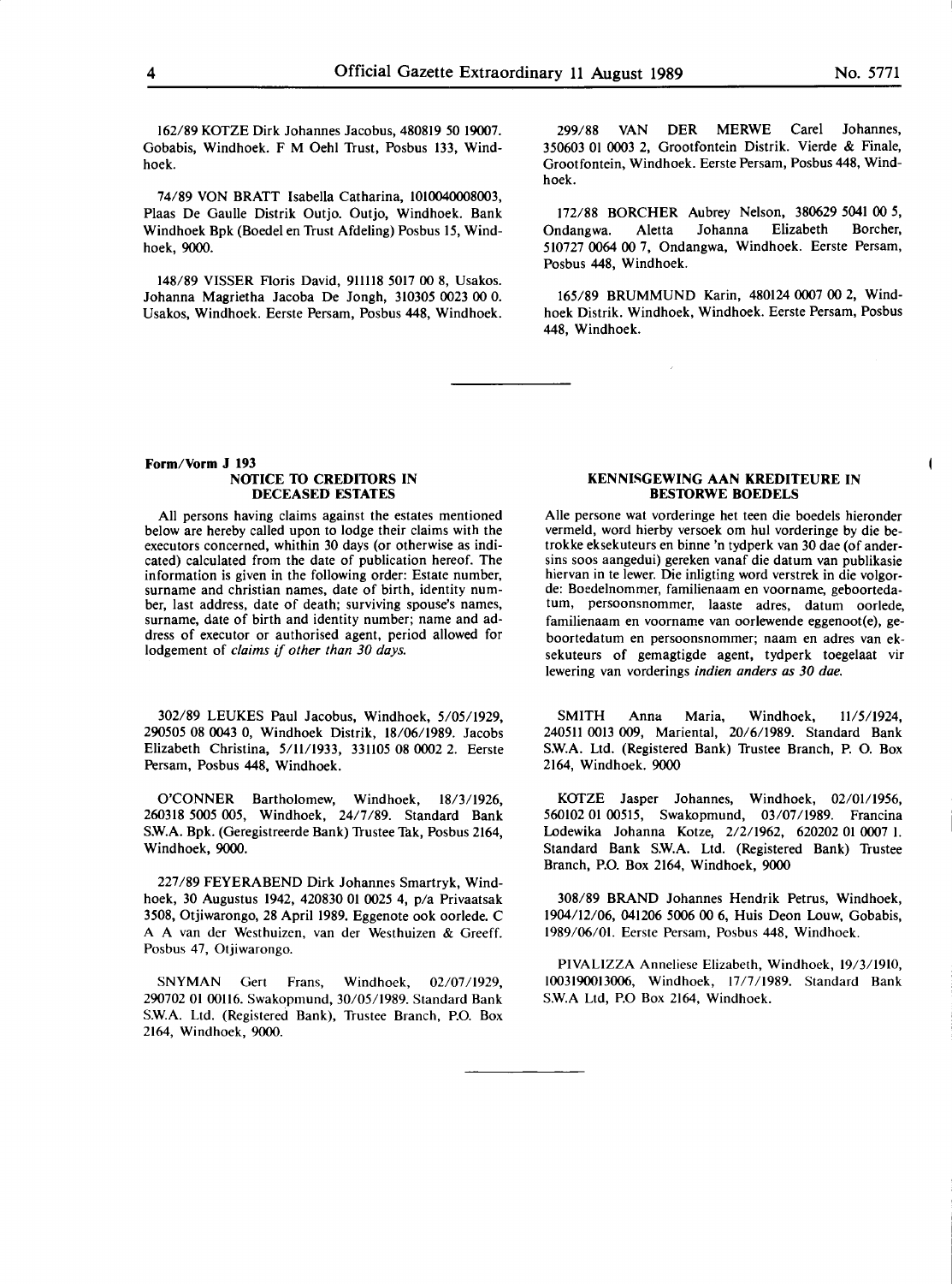162/89 KOTZE Dirk Johannes Jacobus, 480819 50 19007. Gobabis, Windhoek. F M Oehl Trust, Posbus 133, Windhoek.

74/89 VON BRATT Isabella Catharina, 1010040008003, Plaas De Gaulle Distrik Outjo. Outjo, Windhoek. Bank Windhoek Bpk (Boedel en Trust Afdeling) Posbus 15, Windhoek, 9000.

148/89 VISSER Floris David, 911118 5017 00 8, Usakos. Johanna Magrietha Jacoba De Jongh, 310305 0023 00 0. Usakos, Windhoek. Eerste Persam, Posbus 448, Windhoek.

299/88 VAN DER MERWE Carel Johannes, 350603 01 0003 2, Grootfontein Distrik. Vierde & Finale, Grootfontein, Windhoek. Eerste Persam, Posbus 448, Windhoek.

172/88 BORCHER Aubrey Nelson, 380629 5041 00 5, Ondangwa. Aletta Johanna Elizabeth Borcher, 510727 0064 00 7, Ondangwa, Windhoek. Eerste Persam, Posbus 448, Windhoek.

165/89 BRUMMUND Karin, 480124 0007 00 2, Windhoek Distrik. Windhoek, Windhoek. Eerste Persam, Posbus 448, Windhoek.

---

**Form/Vorm J 193**

## NOTICE TO CREDITORS IN DECEASED ESTATES

All persons having claims against the estates mentioned below are hereby called upon to lodge their claims with the executors concerned, whithin 30 days (or otherwise as indicated) calculated from the date of publication hereof. The information is given in the following order: Estate number, surname and christian names, date of birth, identity number, last address, date of death; surviving spouse's names, surname, date of birth and identity number; name and address of executor or authorised agent, period allowed for lodgement of *claims if other than 30 days.*

## KENNISGEWING AAN KREDITEURE IN BESTORWE BOEDELS

Alle persone wat vorderinge het teen die boedels hieronder vermeld, word hierby versoek om hul vorderinge by die betrokke eksekuteurs en binne 'n tydperk van 30 dae (of andersins soos aangedui) gereken vanaf die datum van publikasie hiervan in te lewer. Die inligting word verstrek in die volgorde: Boedelnommer, familienaam en voorname, geboortedatum, persoonsnommer, laaste adres, datum oorlede, familienaam en voorname van oorlewende eggenoot(e), geboortedatum en persoonsnommer; naam en adres van eksekuteurs of gemagtigde agent, tydperk toegelaat vir lewering van vorderings *indien anders as 30 dae.*

302/89 LEUKES Paul Jacobus, Windhoek, 5/05/1929, 290505 08 0043 0, Windhoek Distrik, 18/06/1989. Jacobs Elizabeth Christina, 5/11/1933, 331105 08 0002 2. Eerste Persam, Posbus 448, Windhoek.

O'CONNER Bartholomew, Windhoek, 18/3/1926, 260318 5005 005, Windhoek, 24/7/89. Standard Bank S.W.A. Bpk. (Geregistreerde Bank) Trustee Tak, Posbus 2164, Windhoek, 9000.

227/89 FEYERABEND Dirk Johannes Smartryk, Windhoek, 30 Augustus 1942, 420830 01 0025 4, p/a Privaatsak 3508, Otjiwarongo, 28 April 1989. Eggenote ook oorlede. C A A van der Westhuizen, van der Westhuizen & Greeff. Posbus 47, Otjiwarongo.

SNYMAN Gert Frans, Windhoek, 02/07/1929, 290702 01 00116. Swakopmund, 30/05/1989. Standard Bank S.W.A. Ltd. (Registered Bank), Trustee Branch, P.O. Box 2164, Windhoek, 9000.

SMITH Anna Maria, Windhoek, 11/5/1924, 240511 0013 009, Mariental, 20/6/1989. Standard Bank S.W.A. Ltd. (Registered Bank) Trustee Branch, P. O. Box 2164, Windhoek. 9000

KOTZE Jasper Johannes, Windhoek, 02/01/1956, 560102 01 00515, Swakopmund, 03/07/1989. Francina Lodewika Johanna Kotze, 2/2/1962, 620202 01 0007 1. Standard Bank S.W.A. Ltd. (Registered Bank) Trustee Branch, P.O. Box 2164, Windhoek, 9000

308/89 BRAND Johannes Hendrik Petrus, Windhoek, 1904/12/06, 041206 5006 00 6, Huis Deon Louw, Gobabis, 1989/06/01. Eerste Persam, Posbus 448, Windhoek.

PIVALIZZA Anneliese Elizabeth, Windhoek, 19/3/1910, 1003190013006, Windhoek, 17/7/1989. Standard Bank S.W.A Ltd, P.O Box 2164, Windhoek.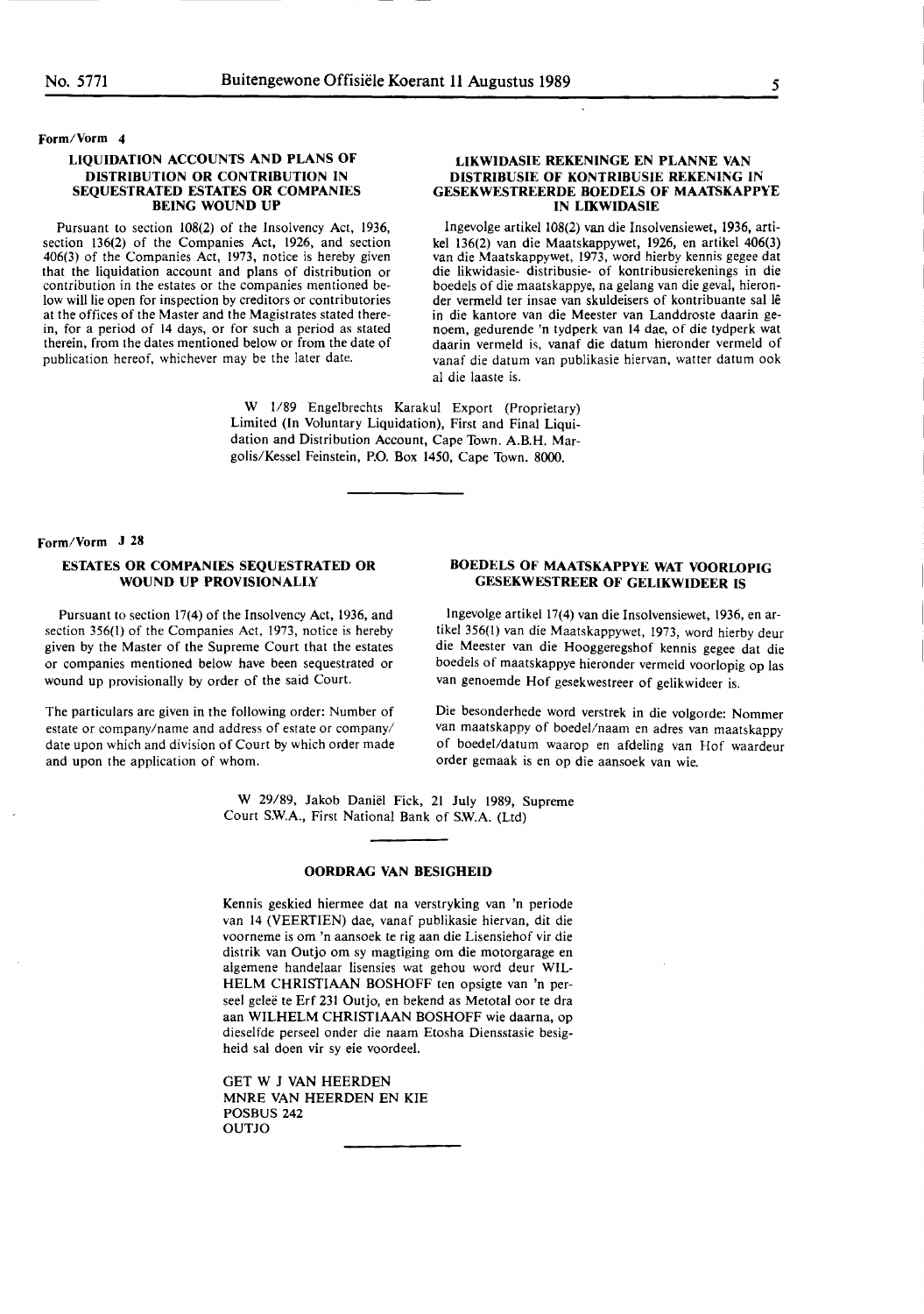Form/Vorm 4

### LIQUIDATION ACCOUNTS AND PLANS OF DISTRIBUTION OR CONTRIBUTION IN SEQUESTRATED ESTATES OR COMPANIES BEING WOUND UP

Pursuant to section 108(2) of the Insolvency Act, 1936, section 136(2) of the Companies Act, 1926, and section 406(3) of the Companies Act, 1973, notice is hereby given that the liquidation account and plans of distribution or contribution in the estates or the companies mentioned below will lie open for inspection by creditors or contributories at the offices of the Master and the Magistrates stated therein, for a period of 14 days, or for such a period as stated therein, from the dates mentioned below or from the date of publication hereof, whichever may be the later date.

### LIKWIDASIE REKENINGE EN PLANNE VAN DISTRIBUSIE OF KONTRIBUSIE REKENING IN GESEKWESTREERDE BOEDELS OF MAATSKAPPYE IN LIKWIDASIE

Ingevolge artikel 108(2) van die Insolvensiewet, 1936, artikel 136(2) van die Maatskappywet, 1926, en artikel 406(3) van die Maatskappywet, 1973, word hierby kennis gegee dat die likwidasie- distribusie- of kontribusierekenings in die boedels of die maatskappye, na gelang van die geval, hieronder vermeld ter insae van skuldeisers of kontribuante sal lê in die kantore van die Meester van Landdroste daarin genoem, gedurende 'n tydperk van 14 dae, of die tydperk wat daarin vermeld is, vanaf die datum hieronder vermeld of vanaf die datum van publikasie hiervan, watter datum ook al die laaste is.

W 1/89 Engelbrechts Karakul Export (Proprietary) Limited (In Voluntary Liquidation), First and Final Liquidation and Distribution Account, Cape Town. A.B.H. Margolis/Kessel Feinstein, P.O. Box 1450, Cape Town. 8000.

---

Form/Vorm J 28

### ESTATES OR COMPANIES SEQUESTRATED OR WOUND UP PROVISIONALLY

Pursuant to section 17(4) of the Insolvency Act, 1936, and section 356(1) of the Companies Act, 1973, notice is hereby given by the Master of the Supreme Court that the estates or companies mentioned below have been sequestrated or wound up provisionally by order of the said Court.

The particulars are given in the following order: Number of estate or company/name and address of estate or company/date upon which and division of Court by which order made and upon the application of whom.

### BOEDELS OF MAATSKAPPYE WAT VOORLOPIG GESEKWESTREER OF GELIKWIDEER IS

Ingevolge artikel 17(4) van die Insolvensiewet, 1936, en artikel 356(1) van die Maatskappywet, 1973, word hierby deur die Meester van die Hooggeregshof kennis gegee dat die boedels of maatskappye hieronder vermeld voorlopig op las van genoemde Hof gesekwestreer of gelikwideer is.

Die besonderhede word verstrek in die volgorde: Nommer van maatskappy of boedel/naam en adres van maatskappy of boedel/datum waarop en afdeling van Hof waardeur order gemaak is en op die aansoek van wie.

W 29/89, Jakob Daniël Fick, 21 July 1989, Supreme Court S.W.A., First National Bank of S.W.A. (Ltd)

---

### OORDRAG VAN BESIGHEID

Kennis geskied hiermee dat na verstryking van 'n periode van 14 (VEERTIEN) dae, vanaf publikasie hiervan, dit die voorneme is om 'n aansoek te rig aan die Lisensiehof vir die distrik van Outjo om sy magtiging om die motorgarage en algemene handelaar lisensies wat gehou word deur WILHELM CHRISTIAAN BOSHOFF ten opsigte van 'n perseel geleë te Erf 231 Outjo, en bekend as Metotal oor te dra aan WILHELM CHRISTIAAN BOSHOFF wie daarna, op dieselfde perseel onder die naam Etosha Diensstasie besigheid sal doen vir sy eie voordeel.

GET W J VAN HEERDEN
MNRE VAN HEERDEN EN KIE
POSBUS 242
OUTJO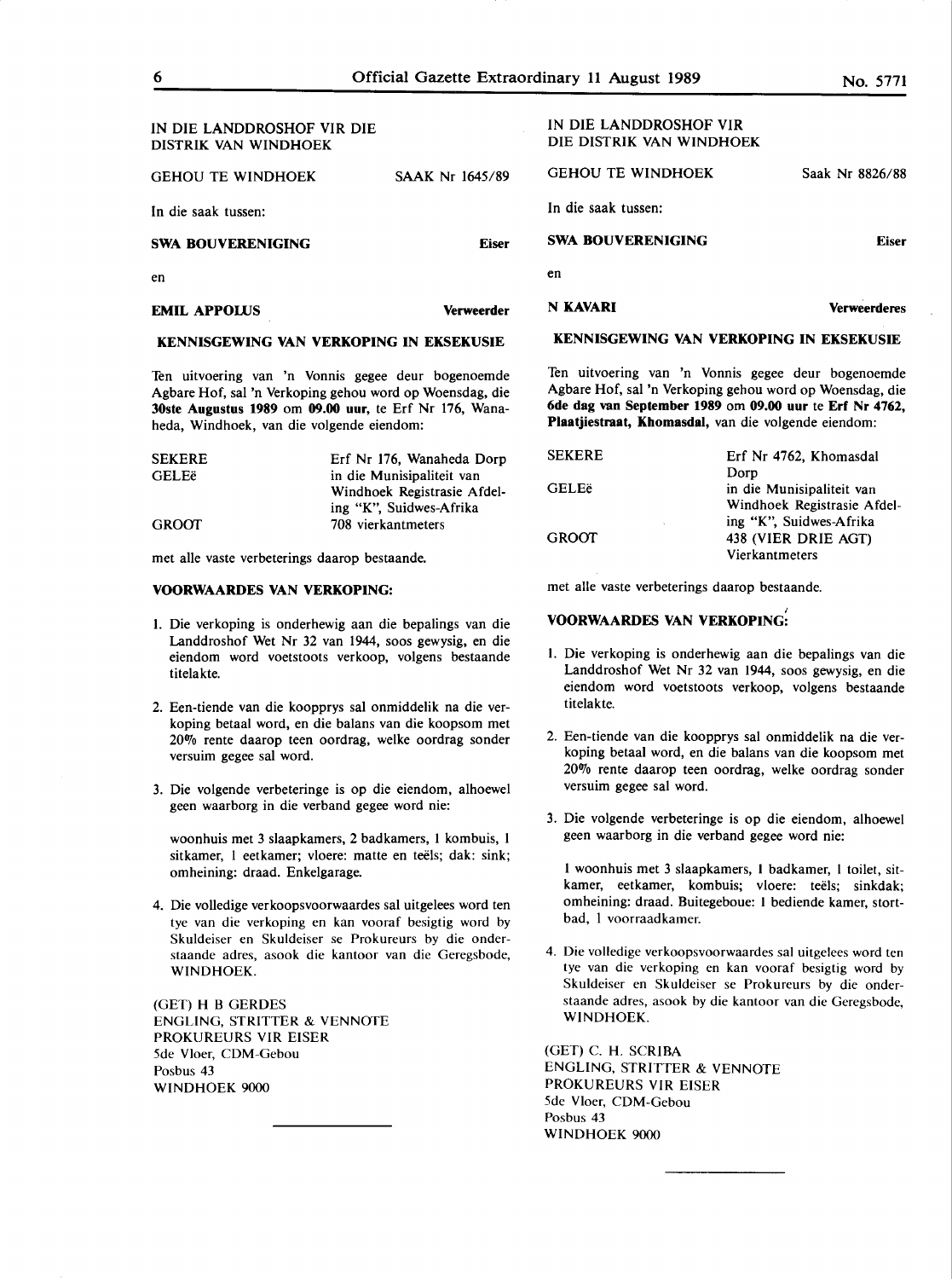IN DIE LANDDROSHOF VIR DIE DISTRIK VAN WINDHOEK

GEHOU TE WINDHOEK SAAK Nr 1645/89

In die saak tussen:

**SWA BOUVERENIGING** **Eiser**

en

**EMIL APPOLUS** **Verweerder**

**KENNISGEWING VAN VERKOPING IN EKSEKUSIE**

Ten uitvoering van 'n Vonnis gegee deur bogenoemde Agbare Hof, sal 'n Verkoping gehou word op Woensdag, die **30ste Augustus 1989** om **09.00 uur**, te Erf Nr 176, Wanaheda, Windhoek, van die volgende eiendom:

| | |
|---|---|
| SEKERE | Erf Nr 176, Wanaheda Dorp |
| GELEë | in die Munisipaliteit van Windhoek Registrasie Afdeling "K", Suidwes-Afrika |
| GROOT | 708 vierkantmeters |

met alle vaste verbeterings daarop bestaande.

**VOORWAARDES VAN VERKOPING:**

1. Die verkoping is onderhewig aan die bepalings van die Landdroshof Wet Nr 32 van 1944, soos gewysig, en die eiendom word voetstoots verkoop, volgens bestaande titelakte.
2. Een-tiende van die koopprys sal onmiddelik na die verkoping betaal word, en die balans van die koopsom met 20% rente daarop teen oordrag, welke oordrag sonder versuim gegee sal word.
3. Die volgende verbeteringe is op die eiendom, alhoewel geen waarborg in die verband gegee word nie:

   woonhuis met 3 slaapkamers, 2 badkamers, 1 kombuis, 1 sitkamer, 1 eetkamer; vloere: matte en teëls; dak: sink; omheining: draad. Enkelgarage.
4. Die volledige verkoopsvoorwaardes sal uitgelees word ten tye van die verkoping en kan vooraf besigtig word by Skuldeiser en Skuldeiser se Prokureurs by die onderstaande adres, asook die kantoor van die Geregsbode, WINDHOEK.

(GET) H B GERDES
ENGLING, STRITTER & VENNOTE
PROKUREURS VIR EISER
5de Vloer, CDM-Gebou
Posbus 43
WINDHOEK 9000

---

IN DIE LANDDROSHOF VIR DIE DISTRIK VAN WINDHOEK

GEHOU TE WINDHOEK Saak Nr 8826/88

In die saak tussen:

**SWA BOUVERENIGING** **Eiser**

en

**N KAVARI** **Verweerderes**

**KENNISGEWING VAN VERKOPING IN EKSEKUSIE**

Ten uitvoering van 'n Vonnis gegee deur bogenoemde Agbare Hof, sal 'n Verkoping gehou word op Woensdag, die **6de dag van September 1989** om **09.00 uur** te **Erf Nr 4762, Plaatjiestraat, Khomasdal,** van die volgende eiendom:

| | |
|---|---|
| SEKERE | Erf Nr 4762, Khomasdal Dorp |
| GELEë | in die Munisipaliteit van Windhoek Registrasie Afdeling "K", Suidwes-Afrika |
| GROOT | 438 (VIER DRIE AGT) Vierkantmeters |

met alle vaste verbeterings daarop bestaande.

**VOORWAARDES VAN VERKOPING:**

1. Die verkoping is onderhewig aan die bepalings van die Landdroshof Wet Nr 32 van 1944, soos gewysig, en die eiendom word voetstoots verkoop, volgens bestaande titelakte.
2. Een-tiende van die koopprys sal onmiddelik na die verkoping betaal word, en die balans van die koopsom met 20% rente daarop teen oordrag, welke oordrag sonder versuim gegee sal word.
3. Die volgende verbeteringe is op die eiendom, alhoewel geen waarborg in die verband gegee word nie:

   1 woonhuis met 3 slaapkamers, 1 badkamer, 1 toilet, sitkamer, eetkamer, kombuis; vloere: teëls; sinkdak; omheining: draad. Buitegeboue: 1 bediende kamer, stortbad, 1 voorraadkamer.
4. Die volledige verkoopsvoorwaardes sal uitgelees word ten tye van die verkoping en kan vooraf besigtig word by Skuldeiser en Skuldeiser se Prokureurs by die onderstaande adres, asook by die kantoor van die Geregsbode, WINDHOEK.

(GET) C. H. SCRIBA
ENGLING, STRITTER & VENNOTE
PROKUREURS VIR EISER
5de Vloer, CDM-Gebou
Posbus 43
WINDHOEK 9000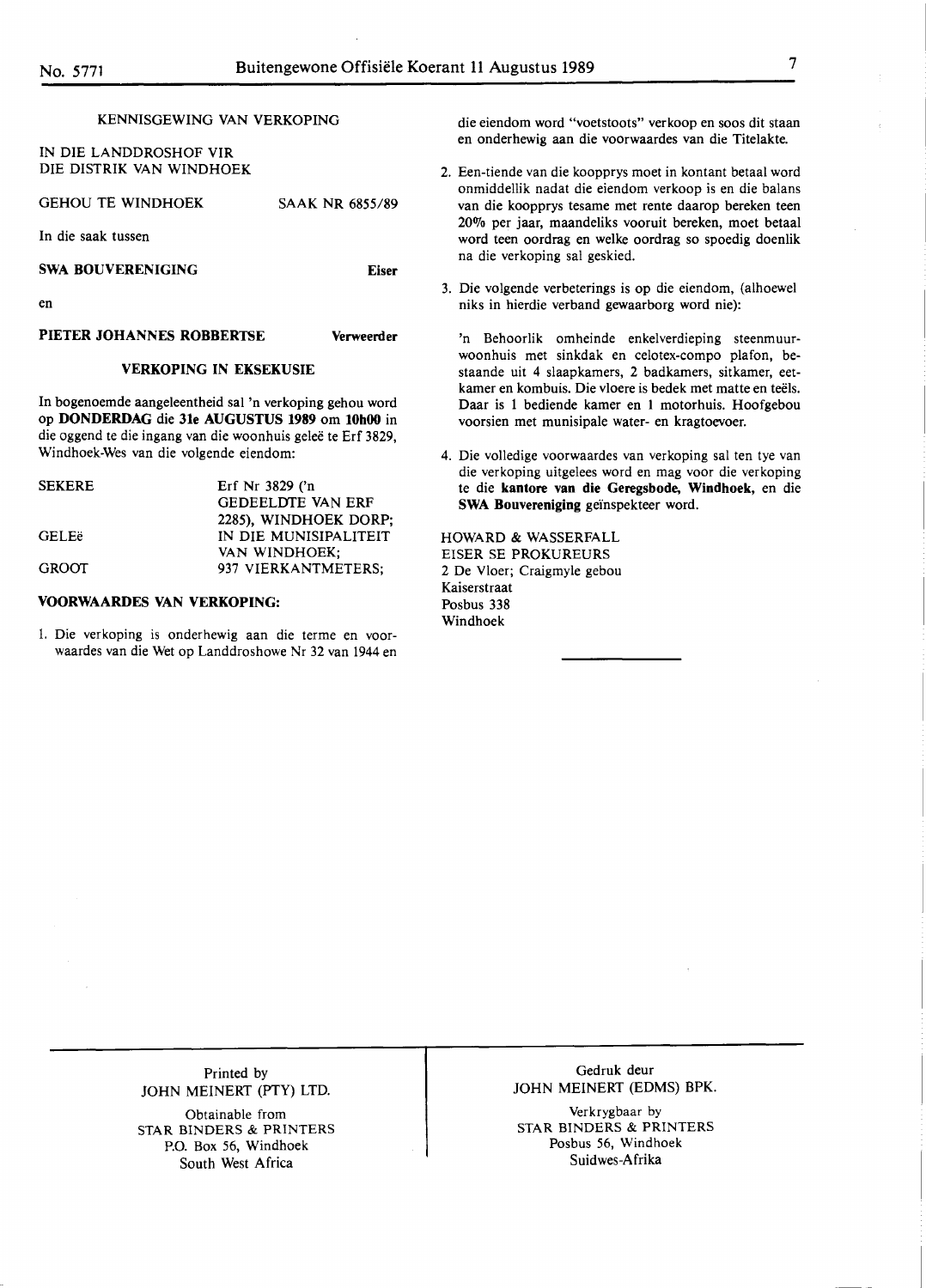KENNISGEWING VAN VERKOPING

IN DIE LANDDROSHOF VIR
DIE DISTRIK VAN WINDHOEK

GEHOU TE WINDHOEK SAAK NR 6855/89

In die saak tussen

**SWA BOUVERENIGING** **Eiser**

en

**PIETER JOHANNES ROBBERTSE** **Verweerder**

**VERKOPING IN EKSEKUSIE**

In bogenoemde aangeleentheid sal 'n verkoping gehou word op **DONDERDAG** die **31e AUGUSTUS 1989** om **10h00** in die oggend te die ingang van die woonhuis geleë te Erf 3829, Windhoek-Wes van die volgende eiendom:

| | |
|---|---|
| SEKERE | Erf Nr 3829 ('n GEDEELDTE VAN ERF 2285), WINDHOEK DORP; |
| GELEë | IN DIE MUNISIPALITEIT VAN WINDHOEK; |
| GROOT | 937 VIERKANTMETERS; |

**VOORWAARDES VAN VERKOPING:**

1. Die verkoping is onderhewig aan die terme en voorwaardes van die Wet op Landdroshowe Nr 32 van 1944 en die eiendom word "voetstoots" verkoop en soos dit staan en onderhewig aan die voorwaardes van die Titelakte.

2. Een-tiende van die koopprys moet in kontant betaal word onmiddellik nadat die eiendom verkoop is en die balans van die koopprys tesame met rente daarop bereken teen 20% per jaar, maandeliks vooruit bereken, moet betaal word teen oordrag en welke oordrag so spoedig doenlik na die verkoping sal geskied.

3. Die volgende verbeterings is op die eiendom, (alhoewel niks in hierdie verband gewaarborg word nie):

   'n Behoorlik omheinde enkelverdieping steenmuurwoonhuis met sinkdak en celotex-compo plafon, bestaande uit 4 slaapkamers, 2 badkamers, sitkamer, eetkamer en kombuis. Die vloere is bedek met matte en teëls. Daar is 1 bediende kamer en 1 motorhuis. Hoofgebou voorsien met munisipale water- en kragtoevoer.

4. Die volledige voorwaardes van verkoping sal ten tye van die verkoping uitgelees word en mag voor die verkoping te die **kantore van die Geregsbode, Windhoek,** en die **SWA Bouvereniging** geïnspekteer word.

HOWARD & WASSERFALL
EISER SE PROKUREURS
2 De Vloer; Craigmyle gebou
Kaiserstraat
Posbus 338
Windhoek

---

Printed by
JOHN MEINERT (PTY) LTD.

Obtainable from
STAR BINDERS & PRINTERS
P.O. Box 56, Windhoek
South West Africa

Gedruk deur
JOHN MEINERT (EDMS) BPK.

Verkrygbaar by
STAR BINDERS & PRINTERS
Posbus 56, Windhoek
Suidwes-Afrika